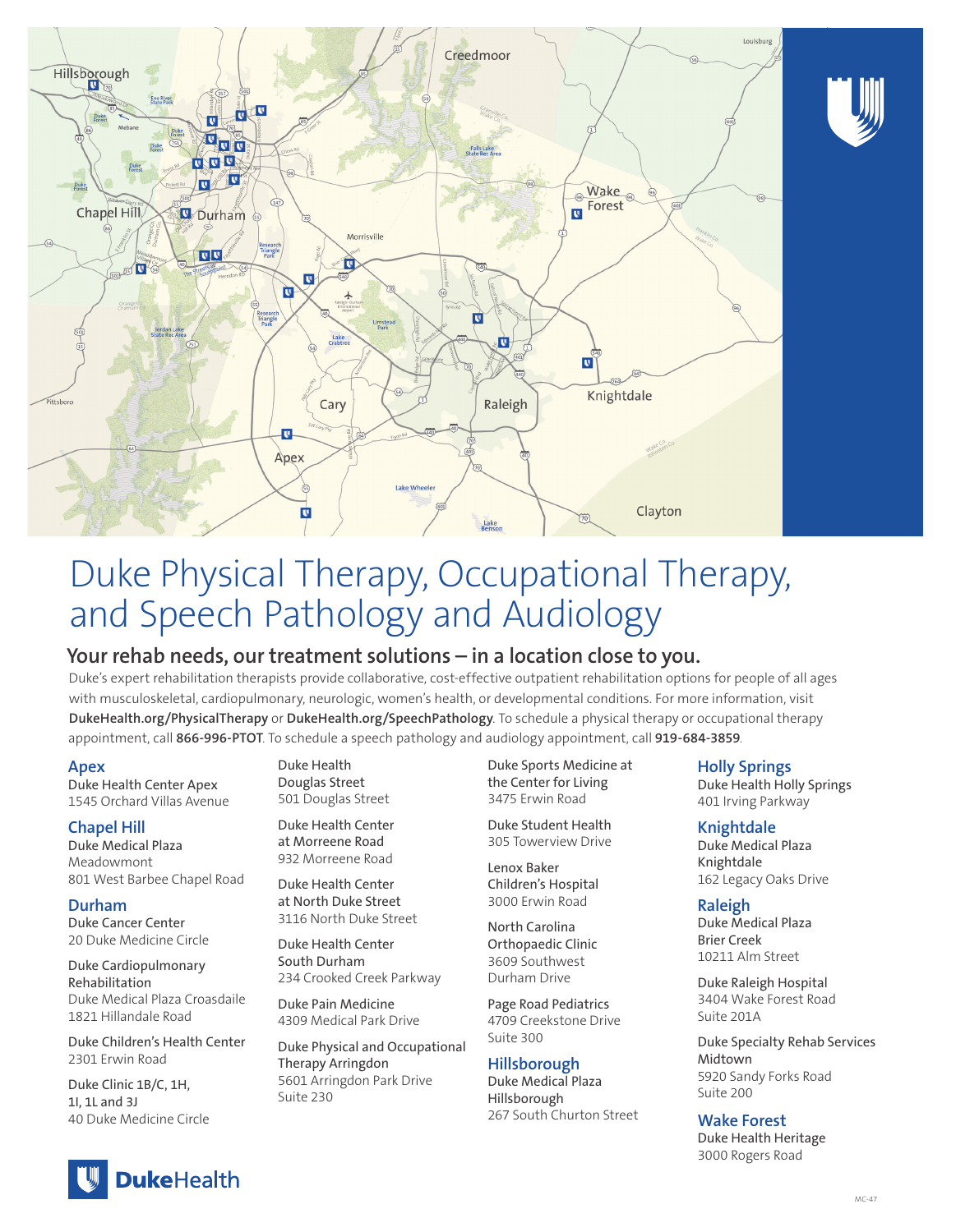# Duke Physical Therapy, Occupational Therapy, and Speech Pathology and Audiology

## Your rehab needs, our treatment solutions – in a location close to you.

Duke's expert rehabilitation therapists provide collaborative, cost-effective outpatient rehabilitation options for people of all ages with musculoskeletal, cardiopulmonary, neurologic, women's health, or developmental conditions. For more information, visit **DukeHealth.org/PhysicalTherapy** or **DukeHealth.org/SpeechPathology**. To schedule a physical therapy or occupational therapy appointment, call **866-996-PTOT**. To schedule a speech pathology and audiology appointment, call **919-684-3859**.

### Apex

Duke Health Center Apex
1545 Orchard Villas Avenue

### Chapel Hill

Duke Medical Plaza Meadowmont
801 West Barbee Chapel Road

### Durham

Duke Cancer Center
20 Duke Medicine Circle

Duke Cardiopulmonary Rehabilitation
Duke Medical Plaza Croasdaile
1821 Hillandale Road

Duke Children's Health Center
2301 Erwin Road

Duke Clinic 1B/C, 1H, 1I, 1L and 3J
40 Duke Medicine Circle

Duke Health Douglas Street
501 Douglas Street

Duke Health Center at Morreene Road
932 Morreene Road

Duke Health Center at North Duke Street
3116 North Duke Street

Duke Health Center South Durham
234 Crooked Creek Parkway

Duke Pain Medicine
4309 Medical Park Drive

Duke Physical and Occupational Therapy Arringdon
5601 Arringdon Park Drive
Suite 230

Duke Sports Medicine at the Center for Living
3475 Erwin Road

Duke Student Health
305 Towerview Drive

Lenox Baker Children's Hospital
3000 Erwin Road

North Carolina Orthopaedic Clinic
3609 Southwest Durham Drive

Page Road Pediatrics
4709 Creekstone Drive
Suite 300

### Hillsborough

Duke Medical Plaza Hillsborough
267 South Churton Street

### Holly Springs

Duke Health Holly Springs
401 Irving Parkway

### Knightdale

Duke Medical Plaza Knightdale
162 Legacy Oaks Drive

### Raleigh

Duke Medical Plaza Brier Creek
10211 Alm Street

Duke Raleigh Hospital
3404 Wake Forest Road
Suite 201A

Duke Specialty Rehab Services Midtown
5920 Sandy Forks Road
Suite 200

### Wake Forest

Duke Health Heritage
3000 Rogers Road

DukeHealth

MC-47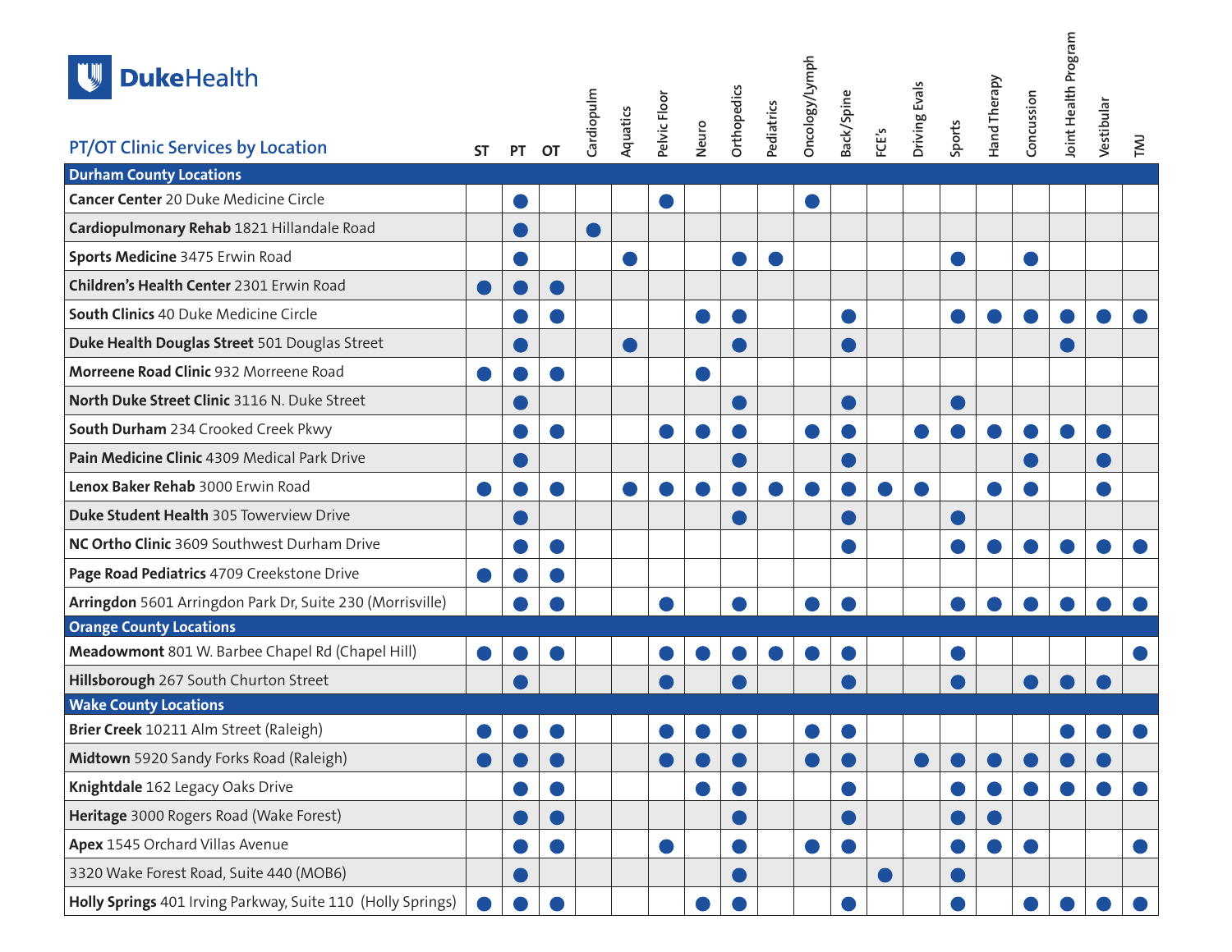# DukeHealth

## PT/OT Clinic Services by Location

| PT/OT Clinic Services by Location | ST | PT | OT | Cardiopulm | Aquatics | Pelvic Floor | Neuro | Orthopedics | Pediatrics | Oncology/Lymph | Back/Spine | FCE's | Driving Evals | Sports | Hand Therapy | Concussion | Joint Health Program | Vestibular | TMJ |
|---|---|---|---|---|---|---|---|---|---|---|---|---|---|---|---|---|---|---|---|
| **Durham County Locations** | | | | | | | | | | | | | | | | | | | |
| **Cancer Center** 20 Duke Medicine Circle | | ● | | | | ● | | | | ● | | | | | | | | | |
| **Cardiopulmonary Rehab** 1821 Hillandale Road | | ● | | ● | | | | | | | | | | | | | | | |
| **Sports Medicine** 3475 Erwin Road | | ● | | | ● | | | ● | ● | | | | | ● | | ● | | | |
| **Children's Health Center** 2301 Erwin Road | ● | ● | ● | | | | | | | | | | | | | | | | |
| **South Clinics** 40 Duke Medicine Circle | | ● | ● | | | | ● | ● | | | ● | | | ● | ● | ● | ● | ● | ● |
| **Duke Health Douglas Street** 501 Douglas Street | | ● | | | ● | | | ● | | | ● | | | | | | ● | | |
| **Morreene Road Clinic** 932 Morreene Road | ● | ● | ● | | | | ● | | | | | | | | | | | | |
| **North Duke Street Clinic** 3116 N. Duke Street | | ● | | | | | | ● | | | ● | | | ● | | | | | |
| **South Durham** 234 Crooked Creek Pkwy | | ● | ● | | | ● | ● | ● | | ● | ● | | ● | ● | ● | ● | ● | ● | |
| **Pain Medicine Clinic** 4309 Medical Park Drive | | ● | | | | | | ● | | | ● | | | | | ● | | ● | |
| **Lenox Baker Rehab** 3000 Erwin Road | ● | ● | ● | | ● | ● | ● | ● | ● | ● | ● | ● | ● | | ● | ● | | ● | |
| **Duke Student Health** 305 Towerview Drive | | ● | | | | | | ● | | | ● | | | ● | | | | | |
| **NC Ortho Clinic** 3609 Southwest Durham Drive | | ● | ● | | | | | | | | ● | | | ● | ● | ● | ● | ● | ● |
| **Page Road Pediatrics** 4709 Creekstone Drive | ● | ● | ● | | | | | | | | | | | | | | | | |
| **Arringdon** 5601 Arringdon Park Dr, Suite 230 (Morrisville) | | ● | ● | | | ● | | ● | | ● | ● | | | ● | ● | ● | ● | ● | ● |
| **Orange County Locations** | | | | | | | | | | | | | | | | | | | |
| **Meadowmont** 801 W. Barbee Chapel Rd (Chapel Hill) | ● | ● | ● | | | ● | ● | ● | ● | ● | ● | | | ● | | | | | ● |
| **Hillsborough** 267 South Churton Street | | ● | | | | ● | | ● | | | ● | | | ● | | ● | ● | ● | |
| **Wake County Locations** | | | | | | | | | | | | | | | | | | | |
| **Brier Creek** 10211 Alm Street (Raleigh) | ● | ● | ● | | | ● | ● | ● | | ● | ● | | | | | | ● | ● | ● |
| **Midtown** 5920 Sandy Forks Road (Raleigh) | ● | ● | ● | | | ● | ● | ● | | ● | ● | | ● | ● | ● | ● | ● | ● | |
| **Knightdale** 162 Legacy Oaks Drive | | ● | ● | | | | ● | ● | | | ● | | | ● | ● | ● | ● | ● | ● |
| **Heritage** 3000 Rogers Road (Wake Forest) | | ● | ● | | | | | ● | | | ● | | | ● | ● | | | | |
| **Apex** 1545 Orchard Villas Avenue | | ● | ● | | | ● | | ● | | ● | ● | | | ● | ● | ● | | | ● |
| 3320 Wake Forest Road, Suite 440 (MOB6) | | ● | | | | | | ● | | | | ● | | ● | | | | | |
| **Holly Springs** 401 Irving Parkway, Suite 110 (Holly Springs) | ● | ● | ● | | | | ● | ● | | | ● | | | ● | | ● | ● | ● | ● |